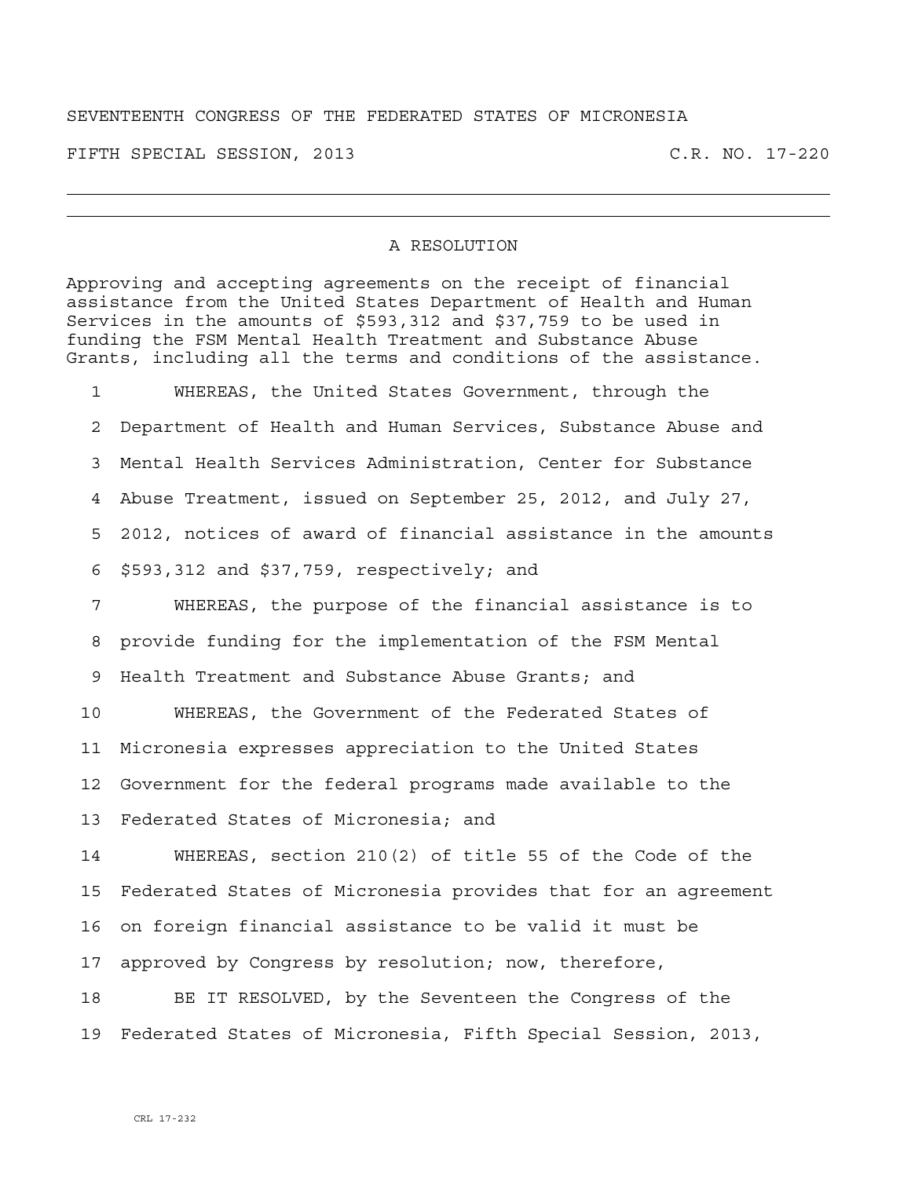SEVENTEENTH CONGRESS OF THE FEDERATED STATES OF MICRONESIA

FIFTH SPECIAL SESSION, 2013 C.R. NO. 17-220

---

A RESOLUTION

Approving and accepting agreements on the receipt of financial assistance from the United States Department of Health and Human Services in the amounts of $593,312 and $37,759 to be used in funding the FSM Mental Health Treatment and Substance Abuse Grants, including all the terms and conditions of the assistance.

1 WHEREAS, the United States Government, through the
2 Department of Health and Human Services, Substance Abuse and
3 Mental Health Services Administration, Center for Substance
4 Abuse Treatment, issued on September 25, 2012, and July 27,
5 2012, notices of award of financial assistance in the amounts
6 $593,312 and $37,759, respectively; and
7 WHEREAS, the purpose of the financial assistance is to
8 provide funding for the implementation of the FSM Mental
9 Health Treatment and Substance Abuse Grants; and
10 WHEREAS, the Government of the Federated States of
11 Micronesia expresses appreciation to the United States
12 Government for the federal programs made available to the
13 Federated States of Micronesia; and
14 WHEREAS, section 210(2) of title 55 of the Code of the
15 Federated States of Micronesia provides that for an agreement
16 on foreign financial assistance to be valid it must be
17 approved by Congress by resolution; now, therefore,
18 BE IT RESOLVED, by the Seventeen the Congress of the
19 Federated States of Micronesia, Fifth Special Session, 2013,

CRL 17-232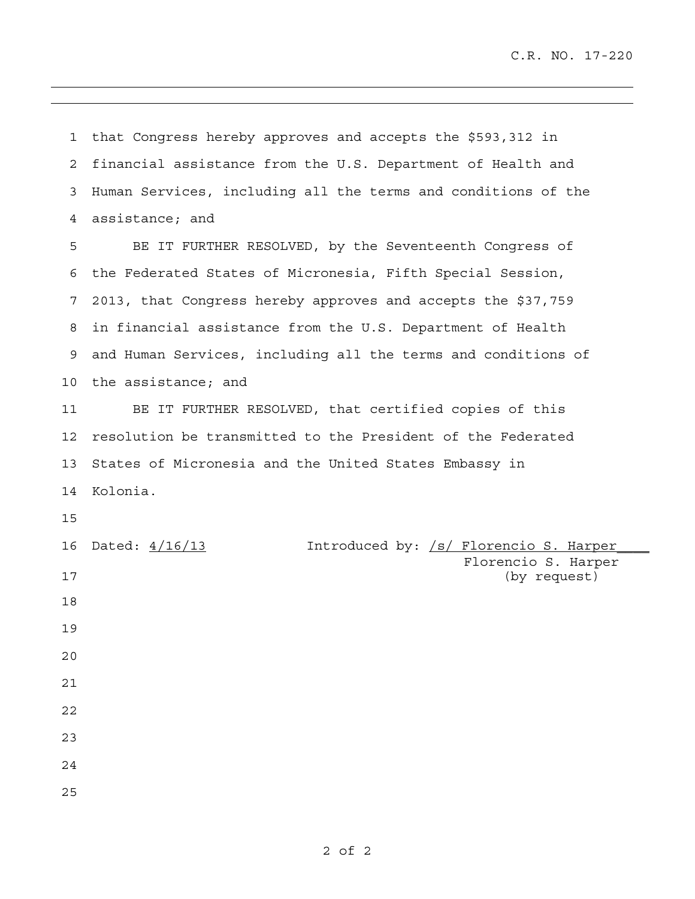that Congress hereby approves and accepts the $593,312 in financial assistance from the U.S. Department of Health and Human Services, including all the terms and conditions of the assistance; and

BE IT FURTHER RESOLVED, by the Seventeenth Congress of the Federated States of Micronesia, Fifth Special Session, 2013, that Congress hereby approves and accepts the $37,759 in financial assistance from the U.S. Department of Health and Human Services, including all the terms and conditions of the assistance; and

BE IT FURTHER RESOLVED, that certified copies of this resolution be transmitted to the President of the Federated States of Micronesia and the United States Embassy in Kolonia.

Dated: 4/16/13

Introduced by: /s/ Florencio S. Harper
Florencio S. Harper
(by request)